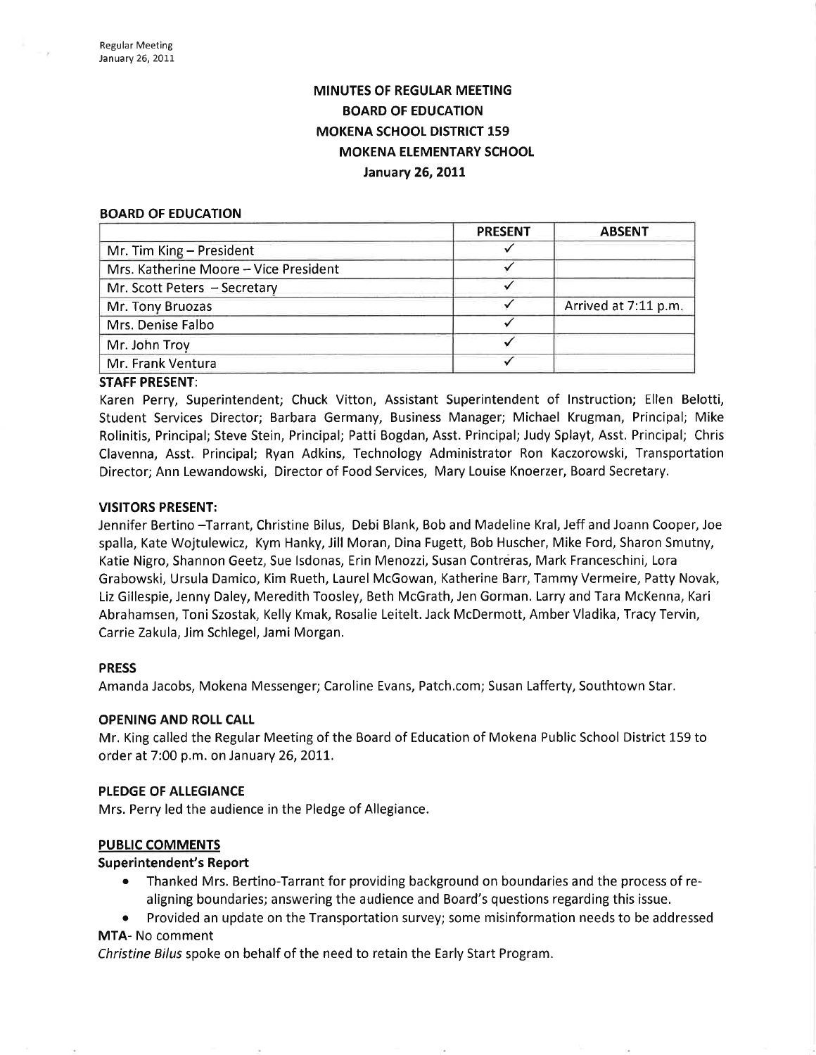# MINUTES OF REGULAR MEETING
## BOARD OF EDUCATION
## MOKENA SCHOOL DISTRICT 159
## MOKENA ELEMENTARY SCHOOL
## January 26, 2011

### BOARD OF EDUCATION

| | PRESENT | ABSENT |
|---|---|---|
| Mr. Tim King – President | ✓ | |
| Mrs. Katherine Moore – Vice President | ✓ | |
| Mr. Scott Peters – Secretary | ✓ | |
| Mr. Tony Bruozas | ✓ | Arrived at 7:11 p.m. |
| Mrs. Denise Falbo | ✓ | |
| Mr. John Troy | ✓ | |
| Mr. Frank Ventura | ✓ | |

### STAFF PRESENT:

Karen Perry, Superintendent; Chuck Vitton, Assistant Superintendent of Instruction; Ellen Belotti, Student Services Director; Barbara Germany, Business Manager; Michael Krugman, Principal; Mike Rolinitis, Principal; Steve Stein, Principal; Patti Bogdan, Asst. Principal; Judy Splayt, Asst. Principal; Chris Clavenna, Asst. Principal; Ryan Adkins, Technology Administrator Ron Kaczorowski, Transportation Director; Ann Lewandowski, Director of Food Services, Mary Louise Knoerzer, Board Secretary.

### VISITORS PRESENT:

Jennifer Bertino –Tarrant, Christine Bilus, Debi Blank, Bob and Madeline Kral, Jeff and Joann Cooper, Joe spalla, Kate Wojtulewicz, Kym Hanky, Jill Moran, Dina Fugett, Bob Huscher, Mike Ford, Sharon Smutny, Katie Nigro, Shannon Geetz, Sue Isdonas, Erin Menozzi, Susan Contreras, Mark Franceschini, Lora Grabowski, Ursula Damico, Kim Rueth, Laurel McGowan, Katherine Barr, Tammy Vermeire, Patty Novak, Liz Gillespie, Jenny Daley, Meredith Toosley, Beth McGrath, Jen Gorman. Larry and Tara McKenna, Kari Abrahamsen, Toni Szostak, Kelly Kmak, Rosalie Leitelt. Jack McDermott, Amber Vladika, Tracy Tervin, Carrie Zakula, Jim Schlegel, Jami Morgan.

### PRESS

Amanda Jacobs, Mokena Messenger; Caroline Evans, Patch.com; Susan Lafferty, Southtown Star.

### OPENING AND ROLL CALL

Mr. King called the Regular Meeting of the Board of Education of Mokena Public School District 159 to order at 7:00 p.m. on January 26, 2011.

### PLEDGE OF ALLEGIANCE

Mrs. Perry led the audience in the Pledge of Allegiance.

### PUBLIC COMMENTS

**Superintendent's Report**

- Thanked Mrs. Bertino-Tarrant for providing background on boundaries and the process of re-aligning boundaries; answering the audience and Board's questions regarding this issue.
- Provided an update on the Transportation survey; some misinformation needs to be addressed

**MTA**- No comment

*Christine Bilus* spoke on behalf of the need to retain the Early Start Program.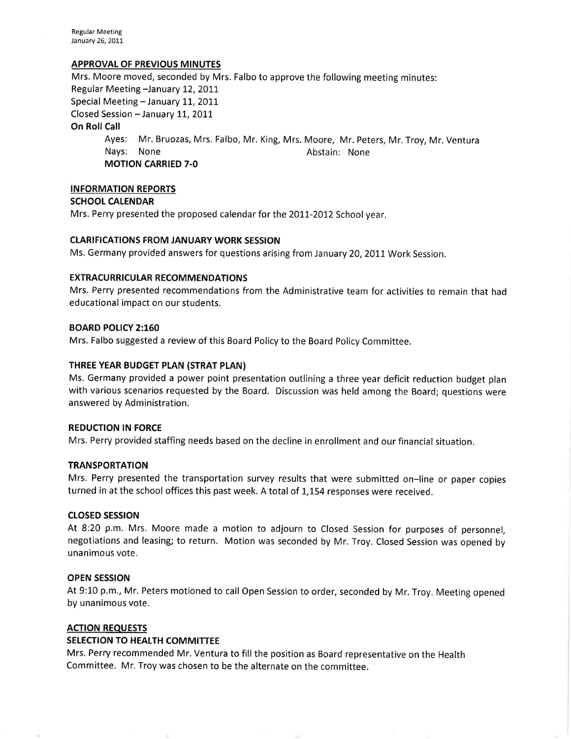## APPROVAL OF PREVIOUS MINUTES

Mrs. Moore moved, seconded by Mrs. Falbo to approve the following meeting minutes:
Regular Meeting –January 12, 2011
Special Meeting – January 11, 2011
Closed Session – January 11, 2011

**On Roll Call**

Ayes: Mr. Bruozas, Mrs. Falbo, Mr. King, Mrs. Moore, Mr. Peters, Mr. Troy, Mr. Ventura
Nays: None Abstain: None
**MOTION CARRIED 7-0**

## INFORMATION REPORTS

### SCHOOL CALENDAR

Mrs. Perry presented the proposed calendar for the 2011-2012 School year.

### CLARIFICATIONS FROM JANUARY WORK SESSION

Ms. Germany provided answers for questions arising from January 20, 2011 Work Session.

### EXTRACURRICULAR RECOMMENDATIONS

Mrs. Perry presented recommendations from the Administrative team for activities to remain that had educational impact on our students.

### BOARD POLICY 2:160

Mrs. Falbo suggested a review of this Board Policy to the Board Policy Committee.

### THREE YEAR BUDGET PLAN (STRAT PLAN)

Ms. Germany provided a power point presentation outlining a three year deficit reduction budget plan with various scenarios requested by the Board. Discussion was held among the Board; questions were answered by Administration.

### REDUCTION IN FORCE

Mrs. Perry provided staffing needs based on the decline in enrollment and our financial situation.

### TRANSPORTATION

Mrs. Perry presented the transportation survey results that were submitted on–line or paper copies turned in at the school offices this past week. A total of 1,154 responses were received.

### CLOSED SESSION

At 8:20 p.m. Mrs. Moore made a motion to adjourn to Closed Session for purposes of personnel, negotiations and leasing; to return. Motion was seconded by Mr. Troy. Closed Session was opened by unanimous vote.

### OPEN SESSION

At 9:10 p.m., Mr. Peters motioned to call Open Session to order, seconded by Mr. Troy. Meeting opened by unanimous vote.

## ACTION REQUESTS

### SELECTION TO HEALTH COMMITTEE

Mrs. Perry recommended Mr. Ventura to fill the position as Board representative on the Health Committee. Mr. Troy was chosen to be the alternate on the committee.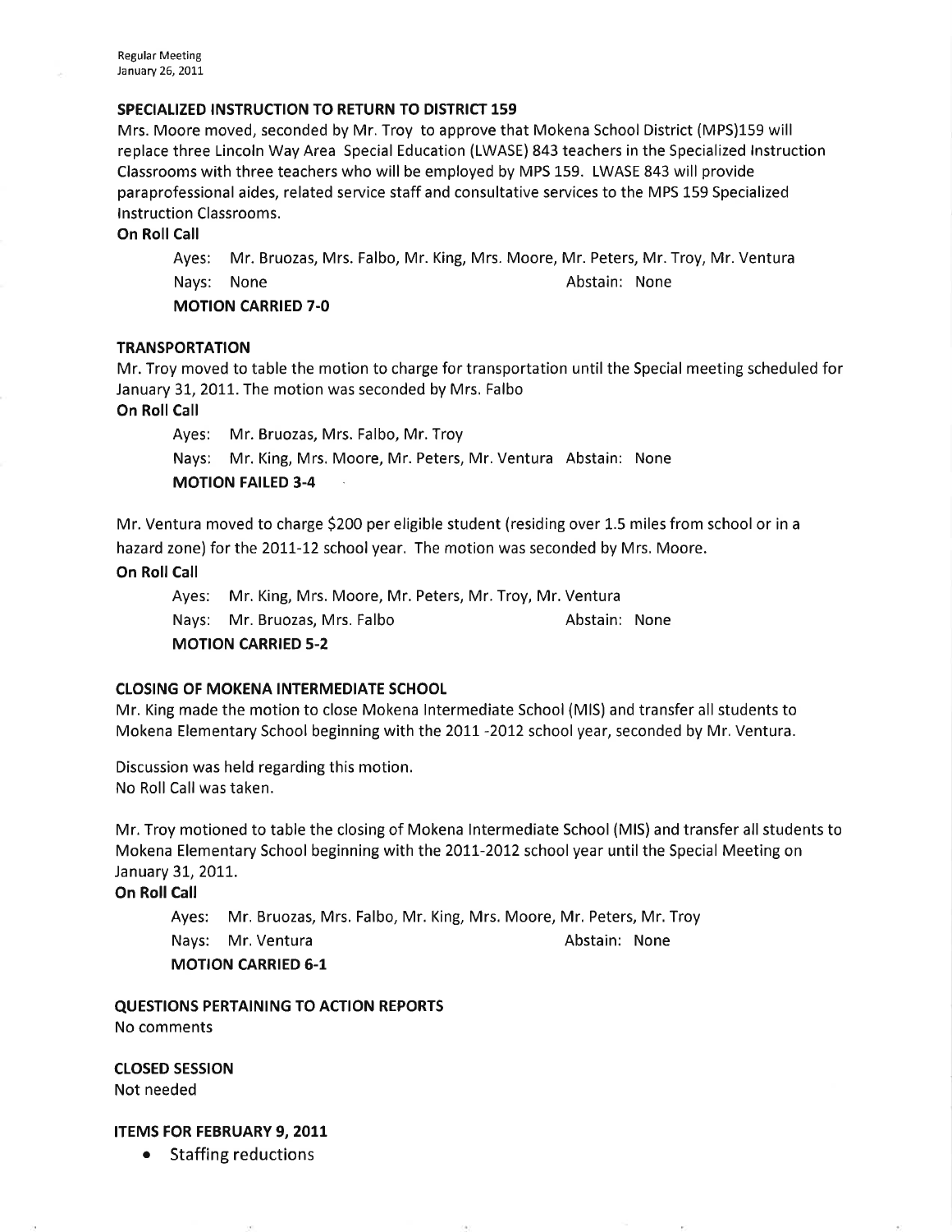### SPECIALIZED INSTRUCTION TO RETURN TO DISTRICT 159

Mrs. Moore moved, seconded by Mr. Troy to approve that Mokena School District (MPS)159 will replace three Lincoln Way Area Special Education (LWASE) 843 teachers in the Specialized Instruction Classrooms with three teachers who will be employed by MPS 159. LWASE 843 will provide paraprofessional aides, related service staff and consultative services to the MPS 159 Specialized Instruction Classrooms.

**On Roll Call**

Ayes: Mr. Bruozas, Mrs. Falbo, Mr. King, Mrs. Moore, Mr. Peters, Mr. Troy, Mr. Ventura
Nays: None Abstain: None
**MOTION CARRIED 7-0**

### TRANSPORTATION

Mr. Troy moved to table the motion to charge for transportation until the Special meeting scheduled for January 31, 2011. The motion was seconded by Mrs. Falbo

**On Roll Call**

Ayes: Mr. Bruozas, Mrs. Falbo, Mr. Troy
Nays: Mr. King, Mrs. Moore, Mr. Peters, Mr. Ventura Abstain: None
**MOTION FAILED 3-4**

Mr. Ventura moved to charge $200 per eligible student (residing over 1.5 miles from school or in a hazard zone) for the 2011-12 school year. The motion was seconded by Mrs. Moore.

**On Roll Call**

Ayes: Mr. King, Mrs. Moore, Mr. Peters, Mr. Troy, Mr. Ventura
Nays: Mr. Bruozas, Mrs. Falbo Abstain: None
**MOTION CARRIED 5-2**

### CLOSING OF MOKENA INTERMEDIATE SCHOOL

Mr. King made the motion to close Mokena Intermediate School (MIS) and transfer all students to Mokena Elementary School beginning with the 2011 -2012 school year, seconded by Mr. Ventura.

Discussion was held regarding this motion.
No Roll Call was taken.

Mr. Troy motioned to table the closing of Mokena Intermediate School (MIS) and transfer all students to Mokena Elementary School beginning with the 2011-2012 school year until the Special Meeting on January 31, 2011.

**On Roll Call**

Ayes: Mr. Bruozas, Mrs. Falbo, Mr. King, Mrs. Moore, Mr. Peters, Mr. Troy
Nays: Mr. Ventura Abstain: None
**MOTION CARRIED 6-1**

### QUESTIONS PERTAINING TO ACTION REPORTS

No comments

### CLOSED SESSION

Not needed

### ITEMS FOR FEBRUARY 9, 2011

- Staffing reductions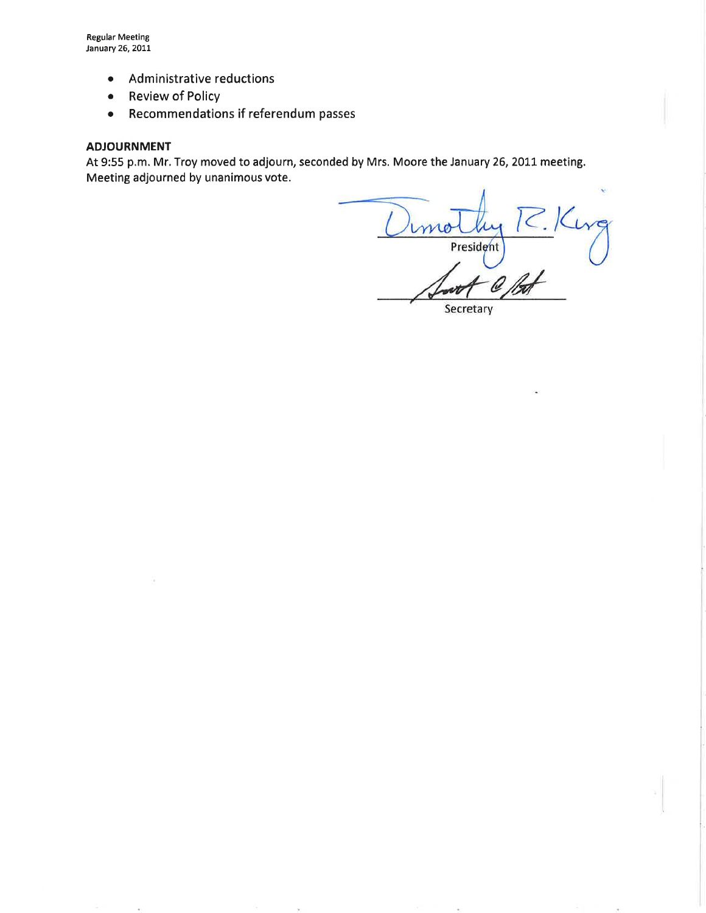- Administrative reductions
- Review of Policy
- Recommendations if referendum passes

**ADJOURNMENT**

At 9:55 p.m. Mr. Troy moved to adjourn, seconded by Mrs. Moore the January 26, 2011 meeting. Meeting adjourned by unanimous vote.

Timothy R. King

President

Secretary